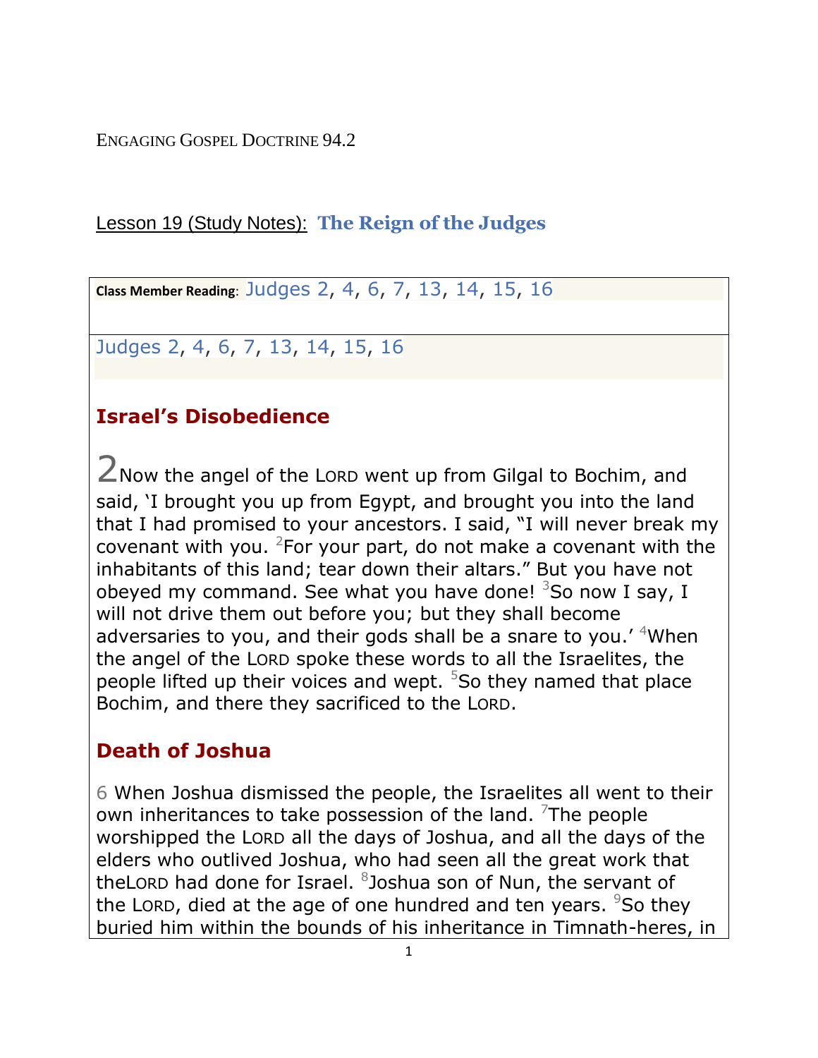ENGAGING GOSPEL DOCTRINE 94.2

Lesson 19 (Study Notes): **The Reign of the Judges**

**Class Member Reading**: Judges 2, 4, 6, 7, 13, 14, 15, 16

Judges 2, 4, 6, 7, 13, 14, 15, 16

## Israel's Disobedience

2 Now the angel of the LORD went up from Gilgal to Bochim, and said, 'I brought you up from Egypt, and brought you into the land that I had promised to your ancestors. I said, "I will never break my covenant with you. [2]For your part, do not make a covenant with the inhabitants of this land; tear down their altars." But you have not obeyed my command. See what you have done! [3]So now I say, I will not drive them out before you; but they shall become adversaries to you, and their gods shall be a snare to you.' [4]When the angel of the LORD spoke these words to all the Israelites, the people lifted up their voices and wept. [5]So they named that place Bochim, and there they sacrificed to the LORD.

## Death of Joshua

6 When Joshua dismissed the people, the Israelites all went to their own inheritances to take possession of the land. [7]The people worshipped the LORD all the days of Joshua, and all the days of the elders who outlived Joshua, who had seen all the great work that theLORD had done for Israel. [8]Joshua son of Nun, the servant of the LORD, died at the age of one hundred and ten years. [9]So they buried him within the bounds of his inheritance in Timnath-heres, in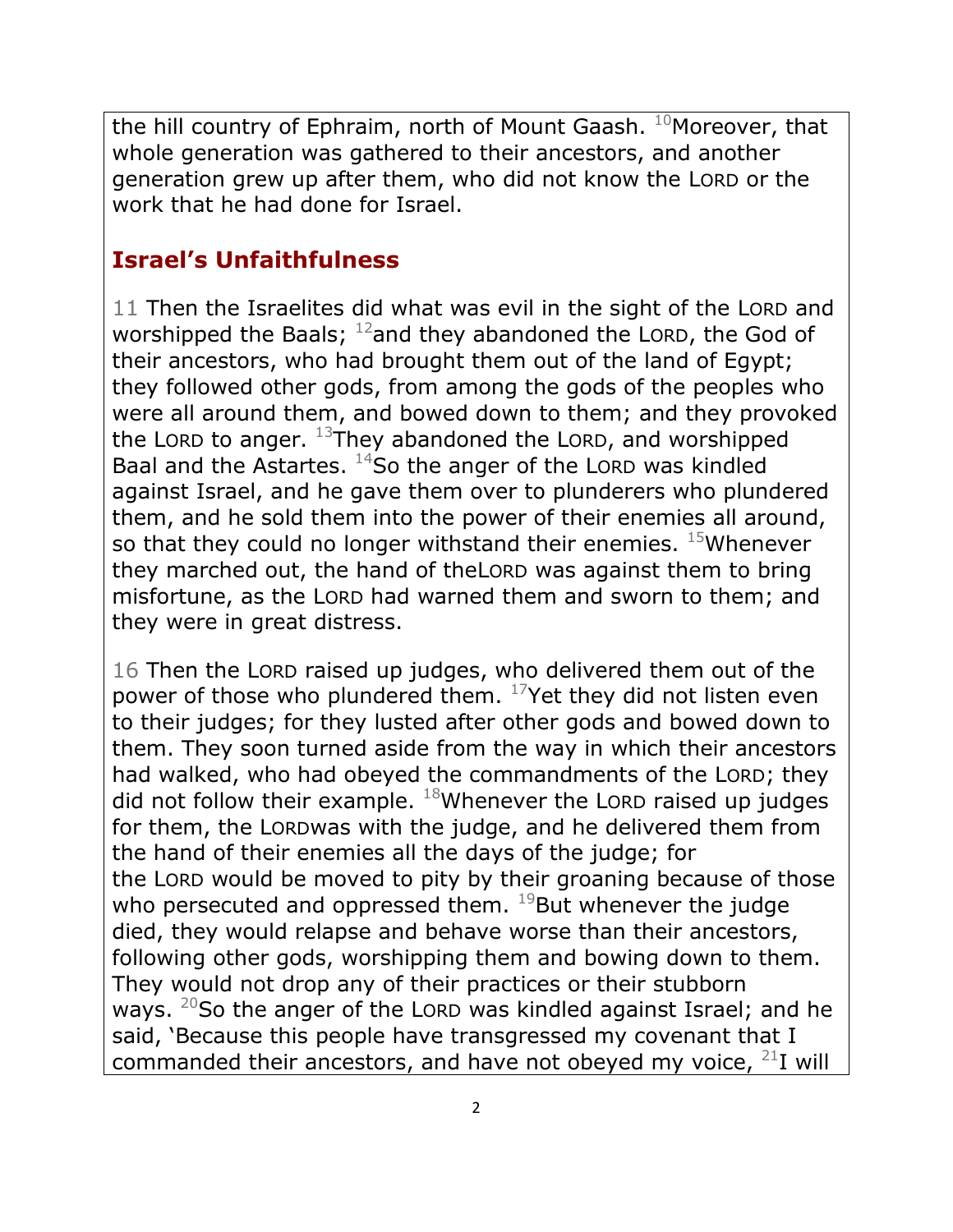the hill country of Ephraim, north of Mount Gaash. [10]Moreover, that whole generation was gathered to their ancestors, and another generation grew up after them, who did not know the LORD or the work that he had done for Israel.

## Israel's Unfaithfulness

11 Then the Israelites did what was evil in the sight of the LORD and worshipped the Baals; [12]and they abandoned the LORD, the God of their ancestors, who had brought them out of the land of Egypt; they followed other gods, from among the gods of the peoples who were all around them, and bowed down to them; and they provoked the LORD to anger. [13]They abandoned the LORD, and worshipped Baal and the Astartes. [14]So the anger of the LORD was kindled against Israel, and he gave them over to plunderers who plundered them, and he sold them into the power of their enemies all around, so that they could no longer withstand their enemies. [15]Whenever they marched out, the hand of theLORD was against them to bring misfortune, as the LORD had warned them and sworn to them; and they were in great distress.

16 Then the LORD raised up judges, who delivered them out of the power of those who plundered them. [17]Yet they did not listen even to their judges; for they lusted after other gods and bowed down to them. They soon turned aside from the way in which their ancestors had walked, who had obeyed the commandments of the LORD; they did not follow their example. [18]Whenever the LORD raised up judges for them, the LORDwas with the judge, and he delivered them from the hand of their enemies all the days of the judge; for the LORD would be moved to pity by their groaning because of those who persecuted and oppressed them. [19]But whenever the judge died, they would relapse and behave worse than their ancestors, following other gods, worshipping them and bowing down to them. They would not drop any of their practices or their stubborn ways. [20]So the anger of the LORD was kindled against Israel; and he said, 'Because this people have transgressed my covenant that I commanded their ancestors, and have not obeyed my voice, [21]I will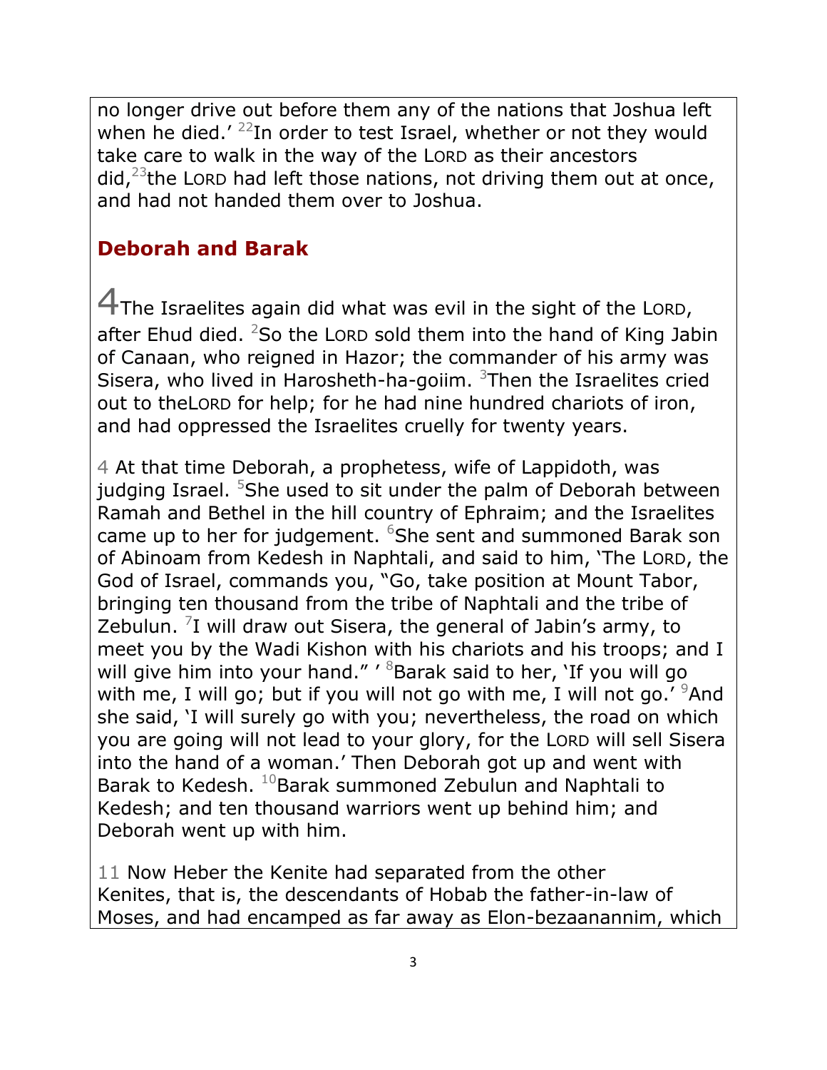no longer drive out before them any of the nations that Joshua left when he died.' [22]In order to test Israel, whether or not they would take care to walk in the way of the LORD as their ancestors did,[23]the LORD had left those nations, not driving them out at once, and had not handed them over to Joshua.

## Deborah and Barak

4The Israelites again did what was evil in the sight of the LORD, after Ehud died. [2]So the LORD sold them into the hand of King Jabin of Canaan, who reigned in Hazor; the commander of his army was Sisera, who lived in Harosheth-ha-goiim. [3]Then the Israelites cried out to theLORD for help; for he had nine hundred chariots of iron, and had oppressed the Israelites cruelly for twenty years.

4 At that time Deborah, a prophetess, wife of Lappidoth, was judging Israel. [5]She used to sit under the palm of Deborah between Ramah and Bethel in the hill country of Ephraim; and the Israelites came up to her for judgement. [6]She sent and summoned Barak son of Abinoam from Kedesh in Naphtali, and said to him, 'The LORD, the God of Israel, commands you, "Go, take position at Mount Tabor, bringing ten thousand from the tribe of Naphtali and the tribe of Zebulun. [7]I will draw out Sisera, the general of Jabin's army, to meet you by the Wadi Kishon with his chariots and his troops; and I will give him into your hand." ' [8]Barak said to her, 'If you will go with me, I will go; but if you will not go with me, I will not go.' [9]And she said, 'I will surely go with you; nevertheless, the road on which you are going will not lead to your glory, for the LORD will sell Sisera into the hand of a woman.' Then Deborah got up and went with Barak to Kedesh. [10]Barak summoned Zebulun and Naphtali to Kedesh; and ten thousand warriors went up behind him; and Deborah went up with him.

11 Now Heber the Kenite had separated from the other Kenites, that is, the descendants of Hobab the father-in-law of Moses, and had encamped as far away as Elon-bezaanannim, which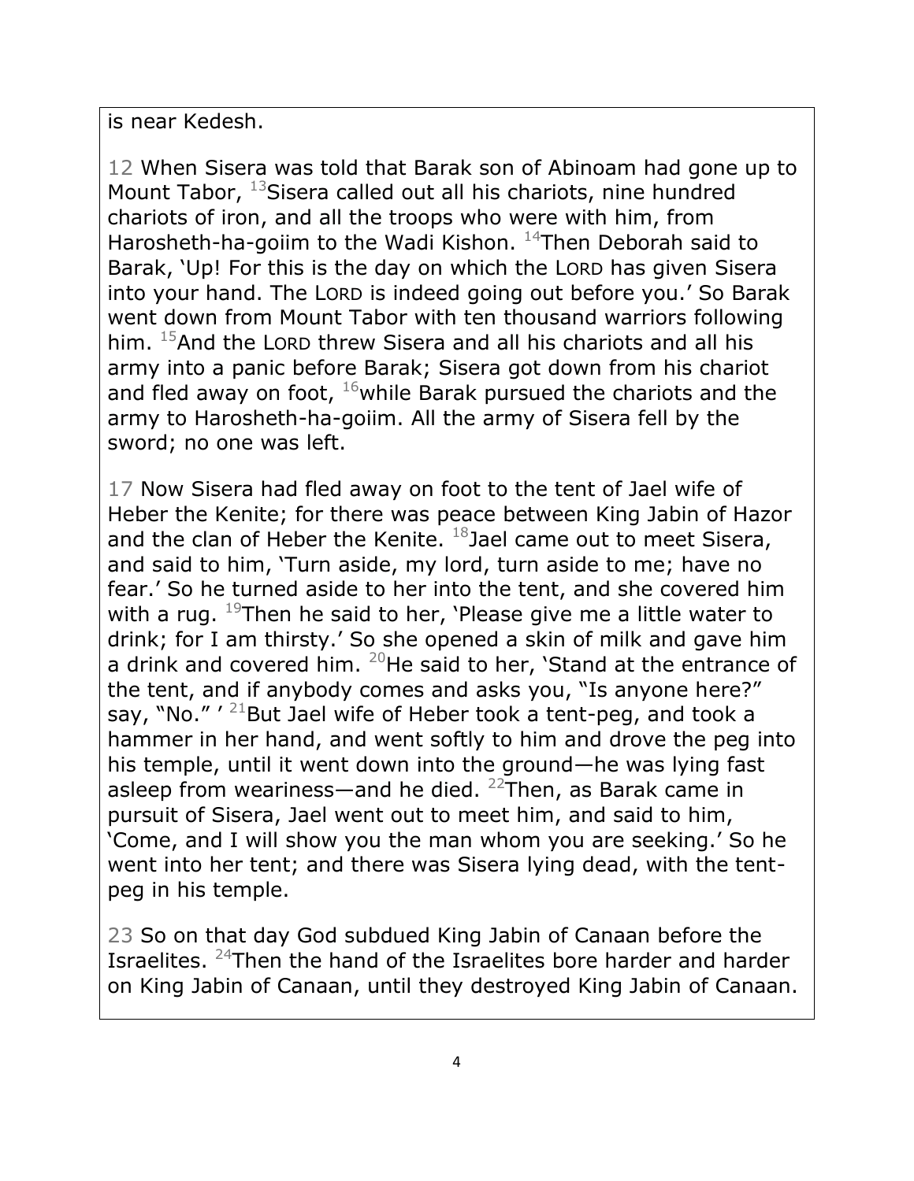is near Kedesh.

12 When Sisera was told that Barak son of Abinoam had gone up to Mount Tabor, [13]Sisera called out all his chariots, nine hundred chariots of iron, and all the troops who were with him, from Harosheth-ha-goiim to the Wadi Kishon. [14]Then Deborah said to Barak, 'Up! For this is the day on which the LORD has given Sisera into your hand. The LORD is indeed going out before you.' So Barak went down from Mount Tabor with ten thousand warriors following him. [15]And the LORD threw Sisera and all his chariots and all his army into a panic before Barak; Sisera got down from his chariot and fled away on foot, [16]while Barak pursued the chariots and the army to Harosheth-ha-goiim. All the army of Sisera fell by the sword; no one was left.

17 Now Sisera had fled away on foot to the tent of Jael wife of Heber the Kenite; for there was peace between King Jabin of Hazor and the clan of Heber the Kenite. [18]Jael came out to meet Sisera, and said to him, 'Turn aside, my lord, turn aside to me; have no fear.' So he turned aside to her into the tent, and she covered him with a rug. [19]Then he said to her, 'Please give me a little water to drink; for I am thirsty.' So she opened a skin of milk and gave him a drink and covered him. [20]He said to her, 'Stand at the entrance of the tent, and if anybody comes and asks you, "Is anyone here?" say, "No." ' [21]But Jael wife of Heber took a tent-peg, and took a hammer in her hand, and went softly to him and drove the peg into his temple, until it went down into the ground—he was lying fast asleep from weariness—and he died. [22]Then, as Barak came in pursuit of Sisera, Jael went out to meet him, and said to him, 'Come, and I will show you the man whom you are seeking.' So he went into her tent; and there was Sisera lying dead, with the tent-peg in his temple.

23 So on that day God subdued King Jabin of Canaan before the Israelites. [24]Then the hand of the Israelites bore harder and harder on King Jabin of Canaan, until they destroyed King Jabin of Canaan.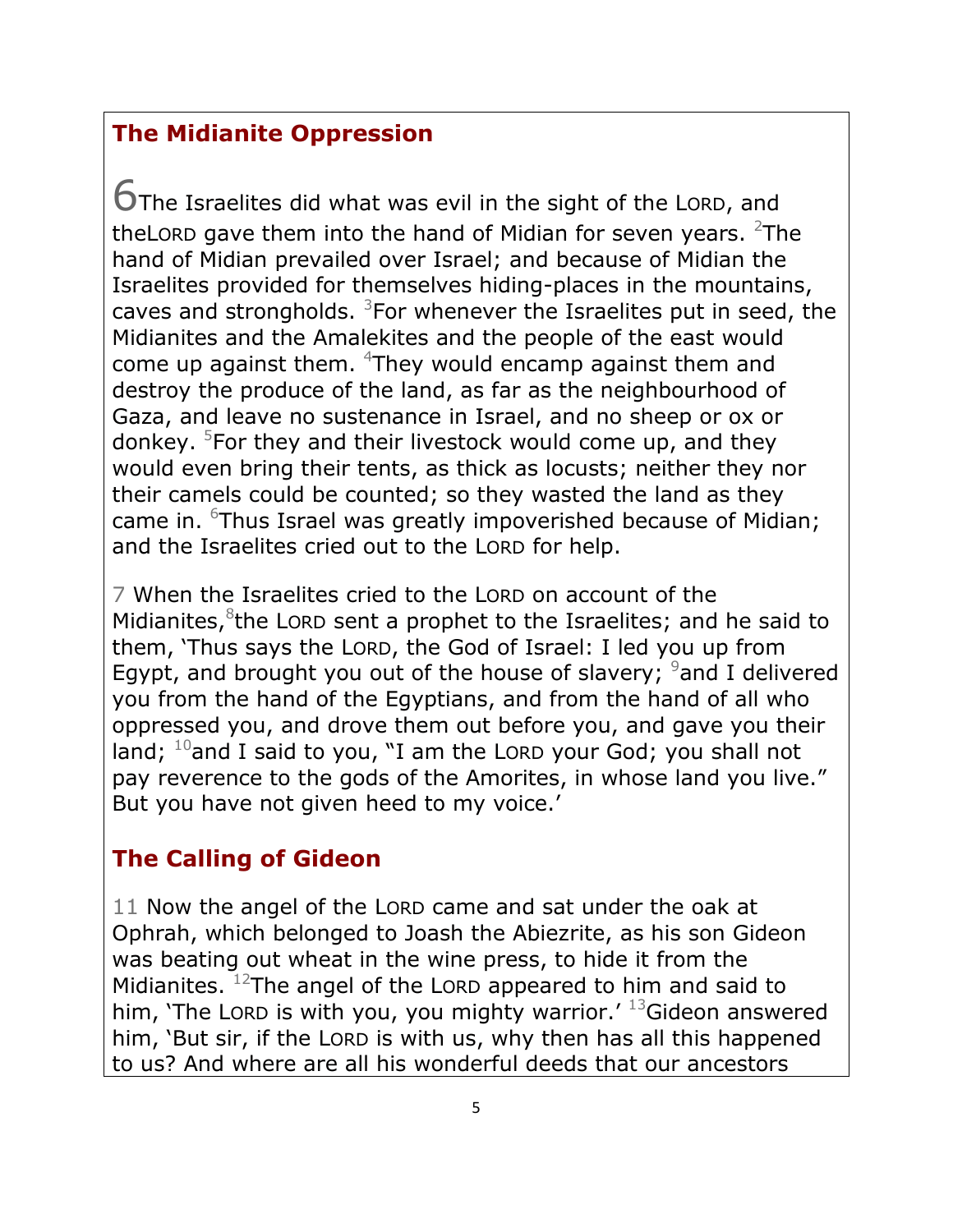## The Midianite Oppression

6 The Israelites did what was evil in the sight of the LORD, and theLORD gave them into the hand of Midian for seven years. [2]The hand of Midian prevailed over Israel; and because of Midian the Israelites provided for themselves hiding-places in the mountains, caves and strongholds. [3]For whenever the Israelites put in seed, the Midianites and the Amalekites and the people of the east would come up against them. [4]They would encamp against them and destroy the produce of the land, as far as the neighbourhood of Gaza, and leave no sustenance in Israel, and no sheep or ox or donkey. [5]For they and their livestock would come up, and they would even bring their tents, as thick as locusts; neither they nor their camels could be counted; so they wasted the land as they came in. [6]Thus Israel was greatly impoverished because of Midian; and the Israelites cried out to the LORD for help.

7 When the Israelites cried to the LORD on account of the Midianites,[8]the LORD sent a prophet to the Israelites; and he said to them, 'Thus says the LORD, the God of Israel: I led you up from Egypt, and brought you out of the house of slavery; [9]and I delivered you from the hand of the Egyptians, and from the hand of all who oppressed you, and drove them out before you, and gave you their land; [10]and I said to you, "I am the LORD your God; you shall not pay reverence to the gods of the Amorites, in whose land you live." But you have not given heed to my voice.'

## The Calling of Gideon

11 Now the angel of the LORD came and sat under the oak at Ophrah, which belonged to Joash the Abiezrite, as his son Gideon was beating out wheat in the wine press, to hide it from the Midianites. [12]The angel of the LORD appeared to him and said to him, 'The LORD is with you, you mighty warrior.' [13]Gideon answered him, 'But sir, if the LORD is with us, why then has all this happened to us? And where are all his wonderful deeds that our ancestors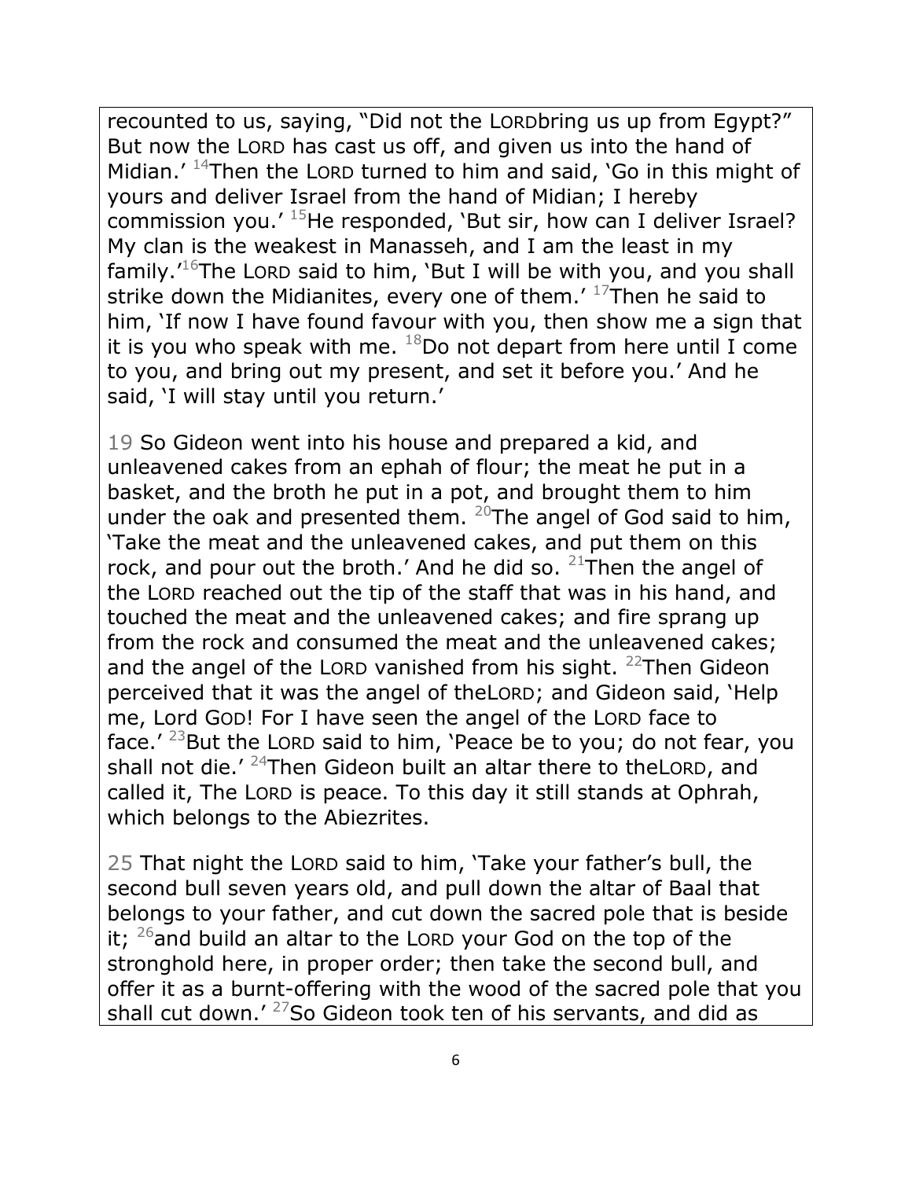recounted to us, saying, "Did not the LORDbring us up from Egypt?" But now the LORD has cast us off, and given us into the hand of Midian.' [14]Then the LORD turned to him and said, 'Go in this might of yours and deliver Israel from the hand of Midian; I hereby commission you.' [15]He responded, 'But sir, how can I deliver Israel? My clan is the weakest in Manasseh, and I am the least in my family.'[16]The LORD said to him, 'But I will be with you, and you shall strike down the Midianites, every one of them.' [17]Then he said to him, 'If now I have found favour with you, then show me a sign that it is you who speak with me. [18]Do not depart from here until I come to you, and bring out my present, and set it before you.' And he said, 'I will stay until you return.'

19 So Gideon went into his house and prepared a kid, and unleavened cakes from an ephah of flour; the meat he put in a basket, and the broth he put in a pot, and brought them to him under the oak and presented them. [20]The angel of God said to him, 'Take the meat and the unleavened cakes, and put them on this rock, and pour out the broth.' And he did so. [21]Then the angel of the LORD reached out the tip of the staff that was in his hand, and touched the meat and the unleavened cakes; and fire sprang up from the rock and consumed the meat and the unleavened cakes; and the angel of the LORD vanished from his sight. [22]Then Gideon perceived that it was the angel of theLORD; and Gideon said, 'Help me, Lord GOD! For I have seen the angel of the LORD face to face.' [23]But the LORD said to him, 'Peace be to you; do not fear, you shall not die.' [24]Then Gideon built an altar there to theLORD, and called it, The LORD is peace. To this day it still stands at Ophrah, which belongs to the Abiezrites.

25 That night the LORD said to him, 'Take your father's bull, the second bull seven years old, and pull down the altar of Baal that belongs to your father, and cut down the sacred pole that is beside it; [26]and build an altar to the LORD your God on the top of the stronghold here, in proper order; then take the second bull, and offer it as a burnt-offering with the wood of the sacred pole that you shall cut down.' [27]So Gideon took ten of his servants, and did as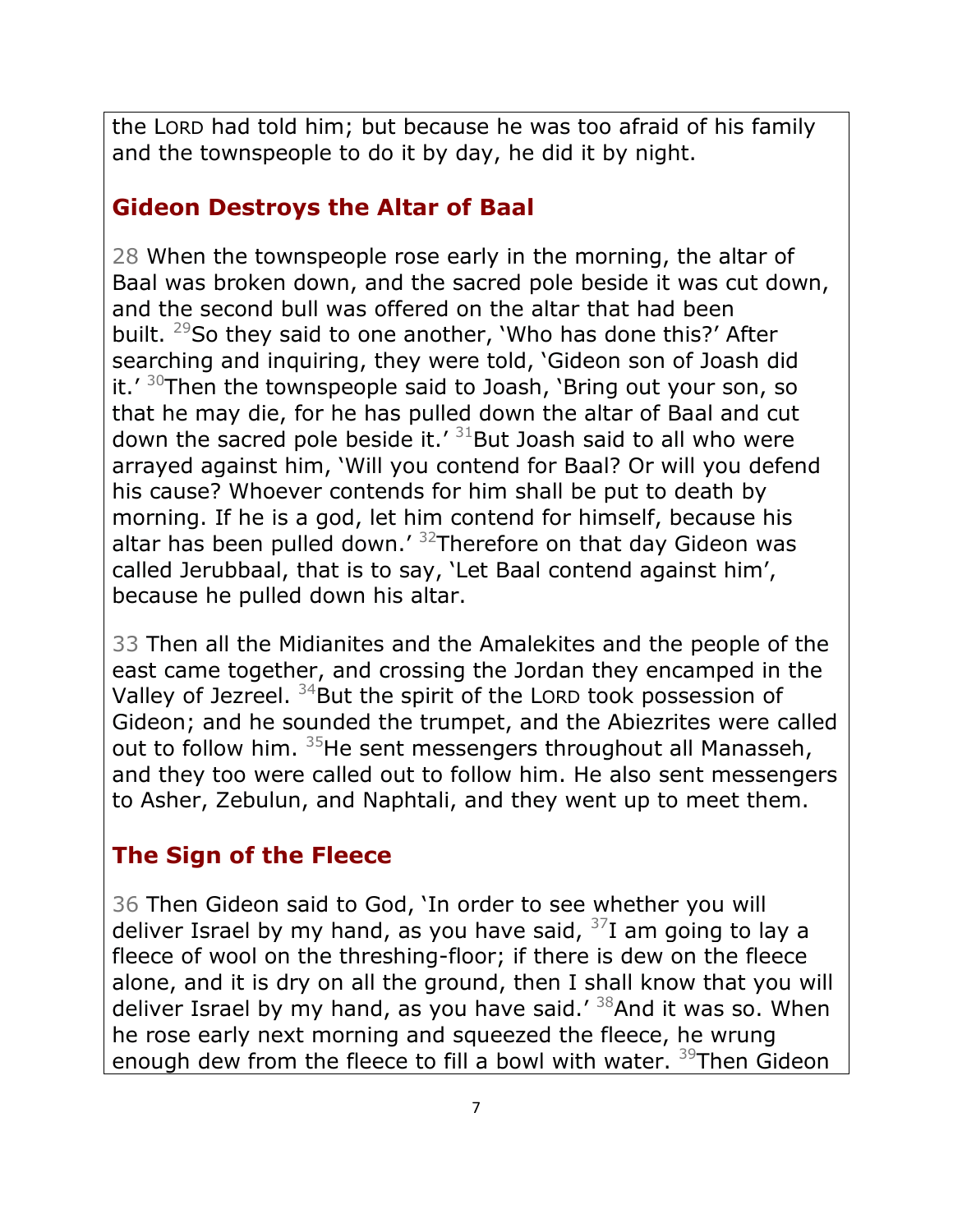the LORD had told him; but because he was too afraid of his family and the townspeople to do it by day, he did it by night.

## Gideon Destroys the Altar of Baal

28 When the townspeople rose early in the morning, the altar of Baal was broken down, and the sacred pole beside it was cut down, and the second bull was offered on the altar that had been built. [29]So they said to one another, 'Who has done this?' After searching and inquiring, they were told, 'Gideon son of Joash did it.' [30]Then the townspeople said to Joash, 'Bring out your son, so that he may die, for he has pulled down the altar of Baal and cut down the sacred pole beside it.' [31]But Joash said to all who were arrayed against him, 'Will you contend for Baal? Or will you defend his cause? Whoever contends for him shall be put to death by morning. If he is a god, let him contend for himself, because his altar has been pulled down.' [32]Therefore on that day Gideon was called Jerubbaal, that is to say, 'Let Baal contend against him', because he pulled down his altar.

33 Then all the Midianites and the Amalekites and the people of the east came together, and crossing the Jordan they encamped in the Valley of Jezreel. [34]But the spirit of the LORD took possession of Gideon; and he sounded the trumpet, and the Abiezrites were called out to follow him. [35]He sent messengers throughout all Manasseh, and they too were called out to follow him. He also sent messengers to Asher, Zebulun, and Naphtali, and they went up to meet them.

## The Sign of the Fleece

36 Then Gideon said to God, 'In order to see whether you will deliver Israel by my hand, as you have said, [37]I am going to lay a fleece of wool on the threshing-floor; if there is dew on the fleece alone, and it is dry on all the ground, then I shall know that you will deliver Israel by my hand, as you have said.' [38]And it was so. When he rose early next morning and squeezed the fleece, he wrung enough dew from the fleece to fill a bowl with water. [39]Then Gideon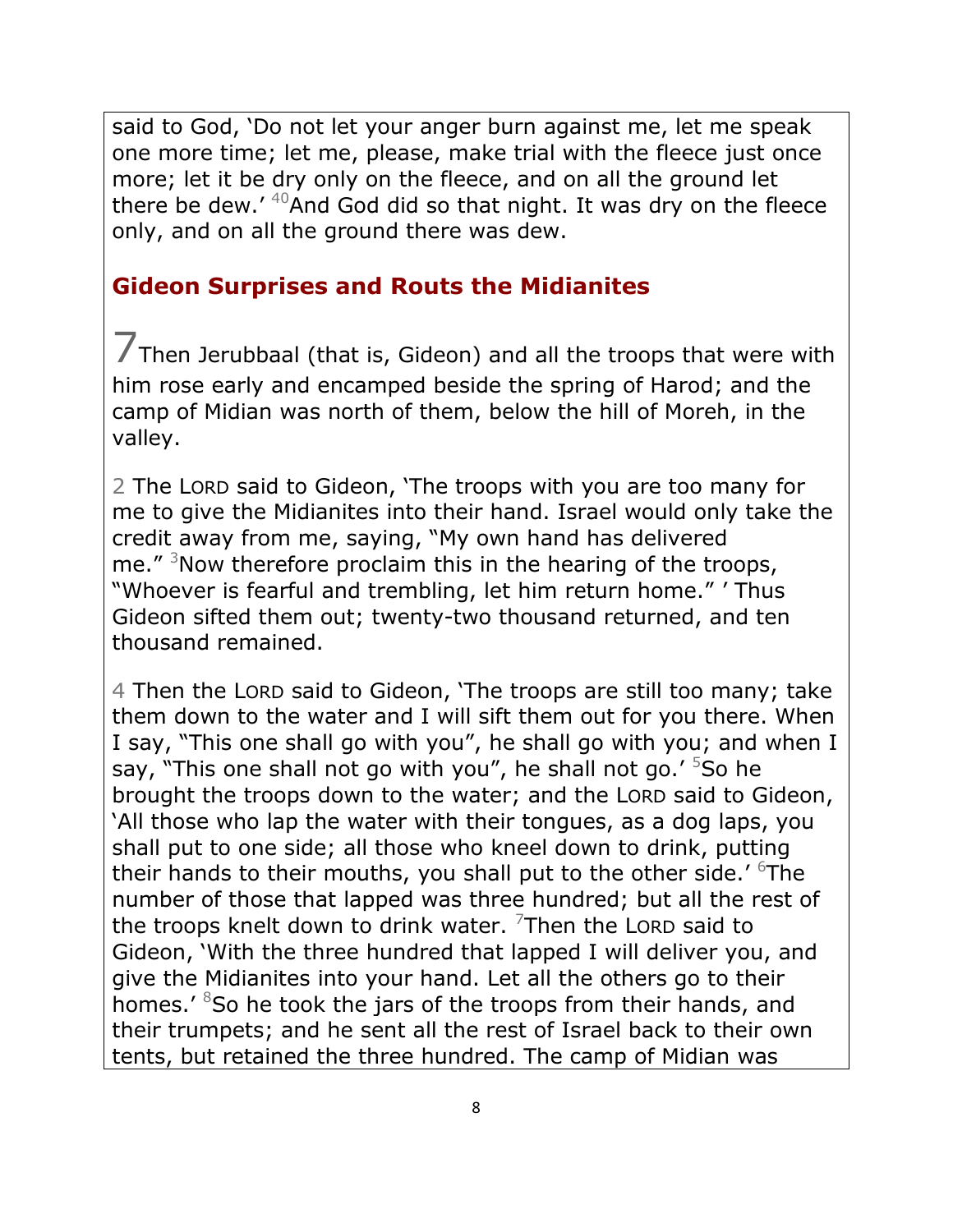said to God, 'Do not let your anger burn against me, let me speak one more time; let me, please, make trial with the fleece just once more; let it be dry only on the fleece, and on all the ground let there be dew.' [40]And God did so that night. It was dry on the fleece only, and on all the ground there was dew.

## Gideon Surprises and Routs the Midianites

7 Then Jerubbaal (that is, Gideon) and all the troops that were with him rose early and encamped beside the spring of Harod; and the camp of Midian was north of them, below the hill of Moreh, in the valley.

2 The LORD said to Gideon, 'The troops with you are too many for me to give the Midianites into their hand. Israel would only take the credit away from me, saying, "My own hand has delivered me." [3]Now therefore proclaim this in the hearing of the troops, "Whoever is fearful and trembling, let him return home." ' Thus Gideon sifted them out; twenty-two thousand returned, and ten thousand remained.

4 Then the LORD said to Gideon, 'The troops are still too many; take them down to the water and I will sift them out for you there. When I say, "This one shall go with you", he shall go with you; and when I say, "This one shall not go with you", he shall not go.' [5]So he brought the troops down to the water; and the LORD said to Gideon, 'All those who lap the water with their tongues, as a dog laps, you shall put to one side; all those who kneel down to drink, putting their hands to their mouths, you shall put to the other side.' [6]The number of those that lapped was three hundred; but all the rest of the troops knelt down to drink water. [7]Then the LORD said to Gideon, 'With the three hundred that lapped I will deliver you, and give the Midianites into your hand. Let all the others go to their homes.' [8]So he took the jars of the troops from their hands, and their trumpets; and he sent all the rest of Israel back to their own tents, but retained the three hundred. The camp of Midian was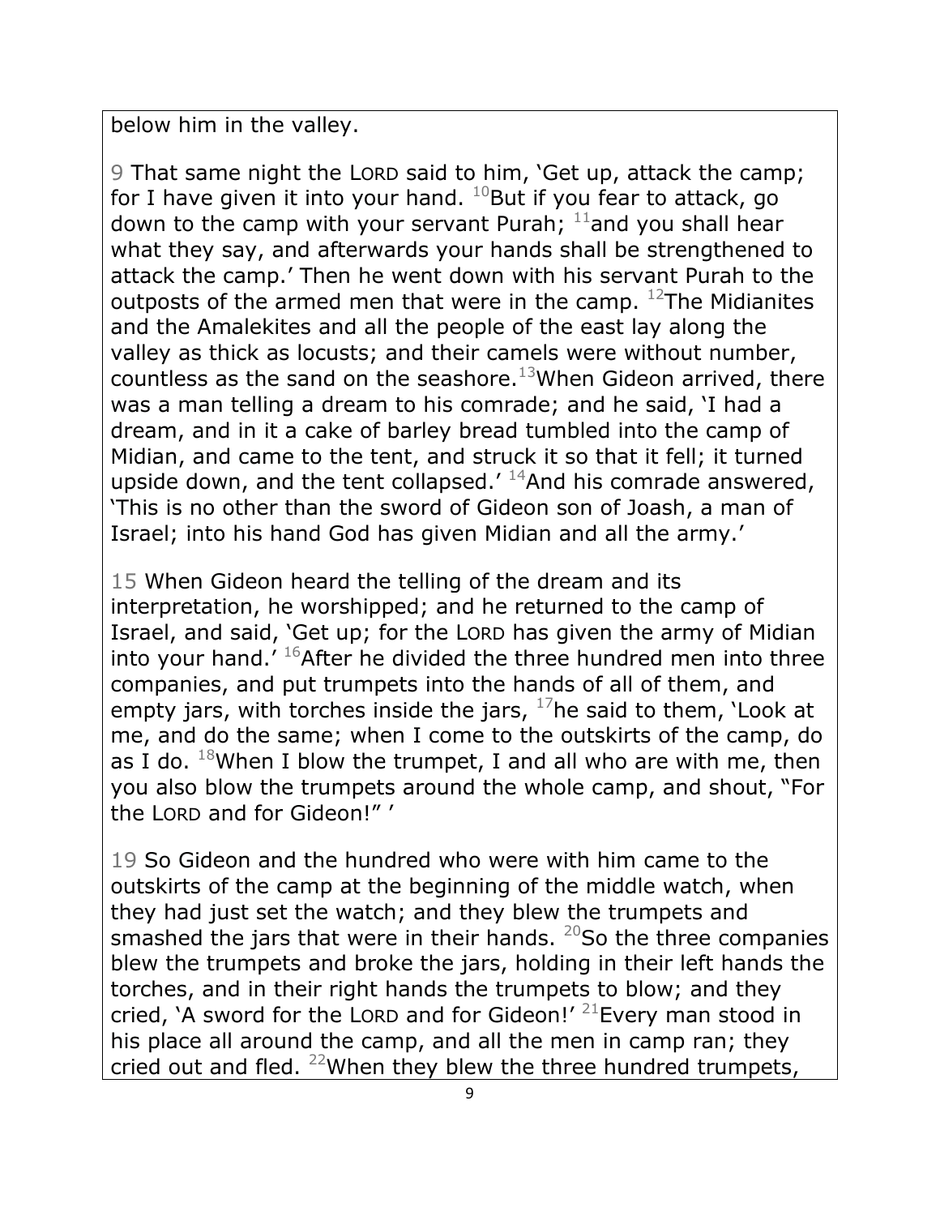below him in the valley.

9 That same night the LORD said to him, 'Get up, attack the camp; for I have given it into your hand. [10]But if you fear to attack, go down to the camp with your servant Purah; [11]and you shall hear what they say, and afterwards your hands shall be strengthened to attack the camp.' Then he went down with his servant Purah to the outposts of the armed men that were in the camp. [12]The Midianites and the Amalekites and all the people of the east lay along the valley as thick as locusts; and their camels were without number, countless as the sand on the seashore.[13]When Gideon arrived, there was a man telling a dream to his comrade; and he said, 'I had a dream, and in it a cake of barley bread tumbled into the camp of Midian, and came to the tent, and struck it so that it fell; it turned upside down, and the tent collapsed.' [14]And his comrade answered, 'This is no other than the sword of Gideon son of Joash, a man of Israel; into his hand God has given Midian and all the army.'

15 When Gideon heard the telling of the dream and its interpretation, he worshipped; and he returned to the camp of Israel, and said, 'Get up; for the LORD has given the army of Midian into your hand.' [16]After he divided the three hundred men into three companies, and put trumpets into the hands of all of them, and empty jars, with torches inside the jars, [17]he said to them, 'Look at me, and do the same; when I come to the outskirts of the camp, do as I do. [18]When I blow the trumpet, I and all who are with me, then you also blow the trumpets around the whole camp, and shout, "For the LORD and for Gideon!" '

19 So Gideon and the hundred who were with him came to the outskirts of the camp at the beginning of the middle watch, when they had just set the watch; and they blew the trumpets and smashed the jars that were in their hands. [20]So the three companies blew the trumpets and broke the jars, holding in their left hands the torches, and in their right hands the trumpets to blow; and they cried, 'A sword for the LORD and for Gideon!' [21]Every man stood in his place all around the camp, and all the men in camp ran; they cried out and fled. [22]When they blew the three hundred trumpets,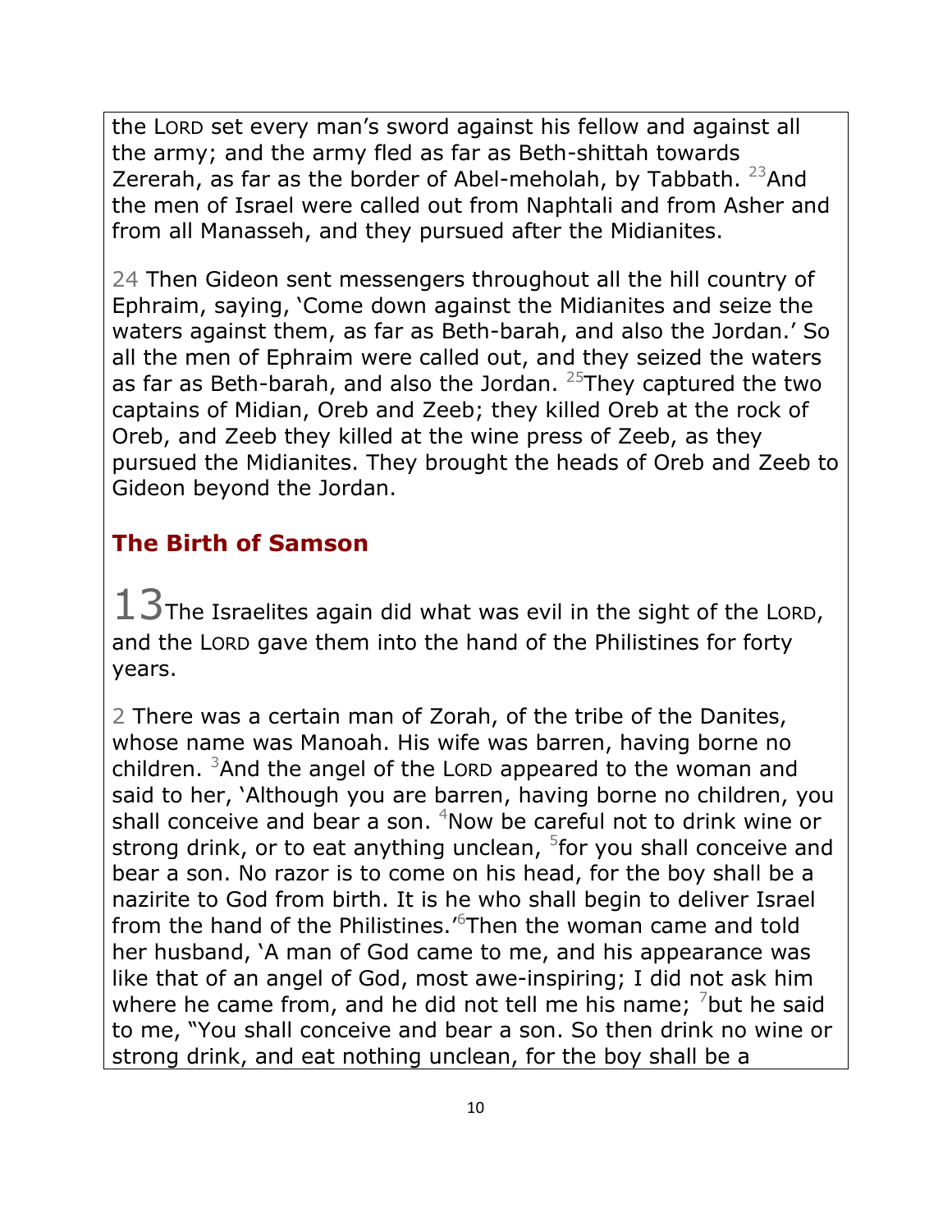the LORD set every man's sword against his fellow and against all the army; and the army fled as far as Beth-shittah towards Zererah, as far as the border of Abel-meholah, by Tabbath. [23]And the men of Israel were called out from Naphtali and from Asher and from all Manasseh, and they pursued after the Midianites.

24 Then Gideon sent messengers throughout all the hill country of Ephraim, saying, 'Come down against the Midianites and seize the waters against them, as far as Beth-barah, and also the Jordan.' So all the men of Ephraim were called out, and they seized the waters as far as Beth-barah, and also the Jordan. [25]They captured the two captains of Midian, Oreb and Zeeb; they killed Oreb at the rock of Oreb, and Zeeb they killed at the wine press of Zeeb, as they pursued the Midianites. They brought the heads of Oreb and Zeeb to Gideon beyond the Jordan.

## The Birth of Samson

13 The Israelites again did what was evil in the sight of the LORD, and the LORD gave them into the hand of the Philistines for forty years.

2 There was a certain man of Zorah, of the tribe of the Danites, whose name was Manoah. His wife was barren, having borne no children. [3]And the angel of the LORD appeared to the woman and said to her, 'Although you are barren, having borne no children, you shall conceive and bear a son. [4]Now be careful not to drink wine or strong drink, or to eat anything unclean, [5]for you shall conceive and bear a son. No razor is to come on his head, for the boy shall be a nazirite to God from birth. It is he who shall begin to deliver Israel from the hand of the Philistines.'[6]Then the woman came and told her husband, 'A man of God came to me, and his appearance was like that of an angel of God, most awe-inspiring; I did not ask him where he came from, and he did not tell me his name; [7]but he said to me, "You shall conceive and bear a son. So then drink no wine or strong drink, and eat nothing unclean, for the boy shall be a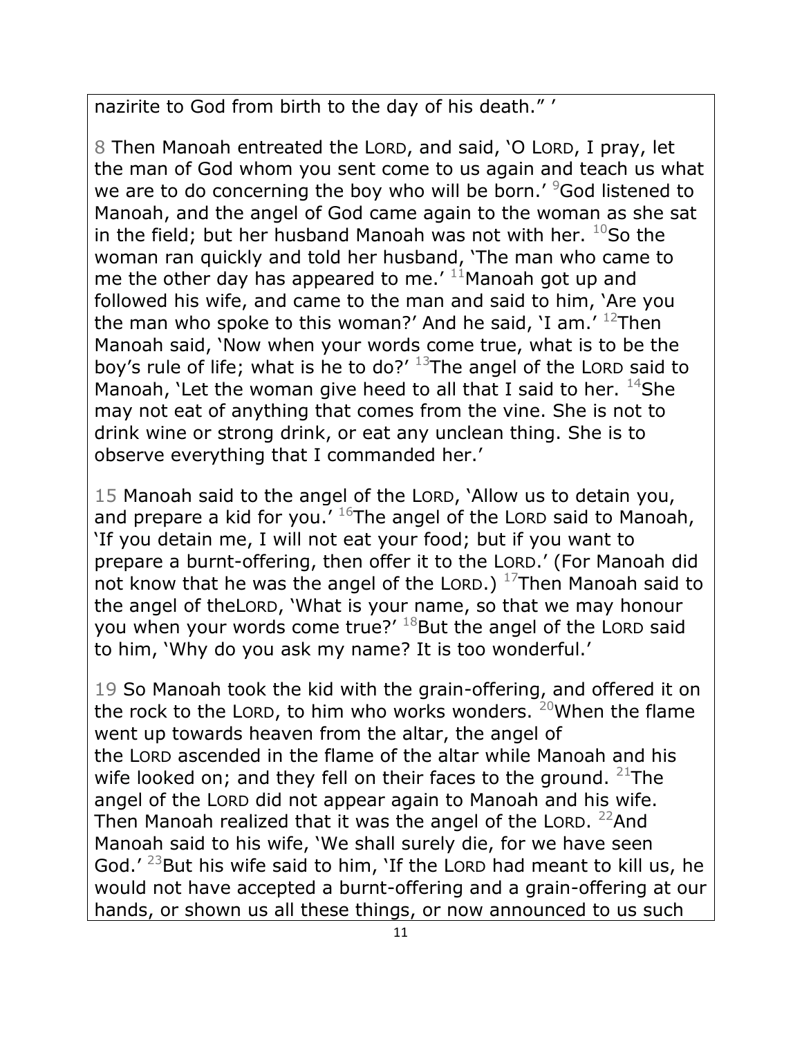nazirite to God from birth to the day of his death." '

8 Then Manoah entreated the LORD, and said, 'O LORD, I pray, let the man of God whom you sent come to us again and teach us what we are to do concerning the boy who will be born.' [9]God listened to Manoah, and the angel of God came again to the woman as she sat in the field; but her husband Manoah was not with her. [10]So the woman ran quickly and told her husband, 'The man who came to me the other day has appeared to me.' [11]Manoah got up and followed his wife, and came to the man and said to him, 'Are you the man who spoke to this woman?' And he said, 'I am.' [12]Then Manoah said, 'Now when your words come true, what is to be the boy's rule of life; what is he to do?' [13]The angel of the LORD said to Manoah, 'Let the woman give heed to all that I said to her. [14]She may not eat of anything that comes from the vine. She is not to drink wine or strong drink, or eat any unclean thing. She is to observe everything that I commanded her.'

15 Manoah said to the angel of the LORD, 'Allow us to detain you, and prepare a kid for you.' [16]The angel of the LORD said to Manoah, 'If you detain me, I will not eat your food; but if you want to prepare a burnt-offering, then offer it to the LORD.' (For Manoah did not know that he was the angel of the LORD.) [17]Then Manoah said to the angel of theLORD, 'What is your name, so that we may honour you when your words come true?' [18]But the angel of the LORD said to him, 'Why do you ask my name? It is too wonderful.'

19 So Manoah took the kid with the grain-offering, and offered it on the rock to the LORD, to him who works wonders. [20]When the flame went up towards heaven from the altar, the angel of the LORD ascended in the flame of the altar while Manoah and his wife looked on; and they fell on their faces to the ground. [21]The angel of the LORD did not appear again to Manoah and his wife. Then Manoah realized that it was the angel of the LORD. [22]And Manoah said to his wife, 'We shall surely die, for we have seen God.' [23]But his wife said to him, 'If the LORD had meant to kill us, he would not have accepted a burnt-offering and a grain-offering at our hands, or shown us all these things, or now announced to us such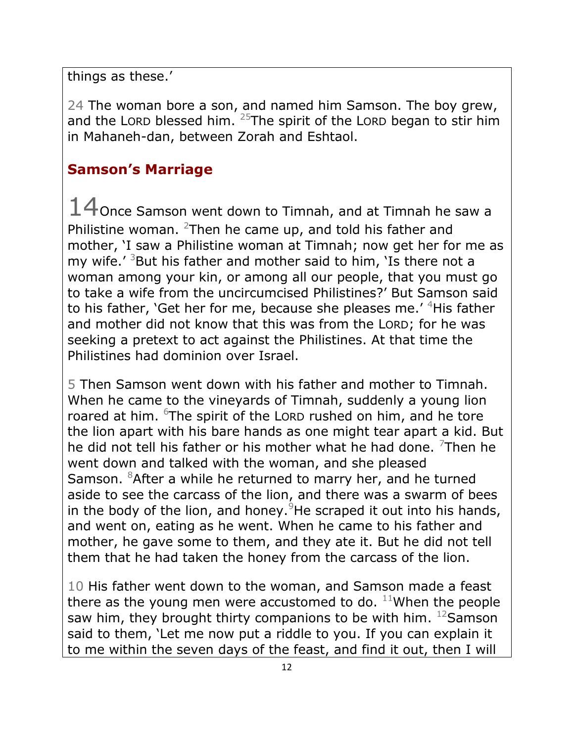things as these.'

24 The woman bore a son, and named him Samson. The boy grew, and the LORD blessed him. [25]The spirit of the LORD began to stir him in Mahaneh-dan, between Zorah and Eshtaol.

## Samson's Marriage

14 Once Samson went down to Timnah, and at Timnah he saw a Philistine woman. [2]Then he came up, and told his father and mother, 'I saw a Philistine woman at Timnah; now get her for me as my wife.' [3]But his father and mother said to him, 'Is there not a woman among your kin, or among all our people, that you must go to take a wife from the uncircumcised Philistines?' But Samson said to his father, 'Get her for me, because she pleases me.' [4]His father and mother did not know that this was from the LORD; for he was seeking a pretext to act against the Philistines. At that time the Philistines had dominion over Israel.

5 Then Samson went down with his father and mother to Timnah. When he came to the vineyards of Timnah, suddenly a young lion roared at him. [6]The spirit of the LORD rushed on him, and he tore the lion apart with his bare hands as one might tear apart a kid. But he did not tell his father or his mother what he had done. [7]Then he went down and talked with the woman, and she pleased Samson. [8]After a while he returned to marry her, and he turned aside to see the carcass of the lion, and there was a swarm of bees in the body of the lion, and honey. [9]He scraped it out into his hands, and went on, eating as he went. When he came to his father and mother, he gave some to them, and they ate it. But he did not tell them that he had taken the honey from the carcass of the lion.

10 His father went down to the woman, and Samson made a feast there as the young men were accustomed to do. [11]When the people saw him, they brought thirty companions to be with him. [12]Samson said to them, 'Let me now put a riddle to you. If you can explain it to me within the seven days of the feast, and find it out, then I will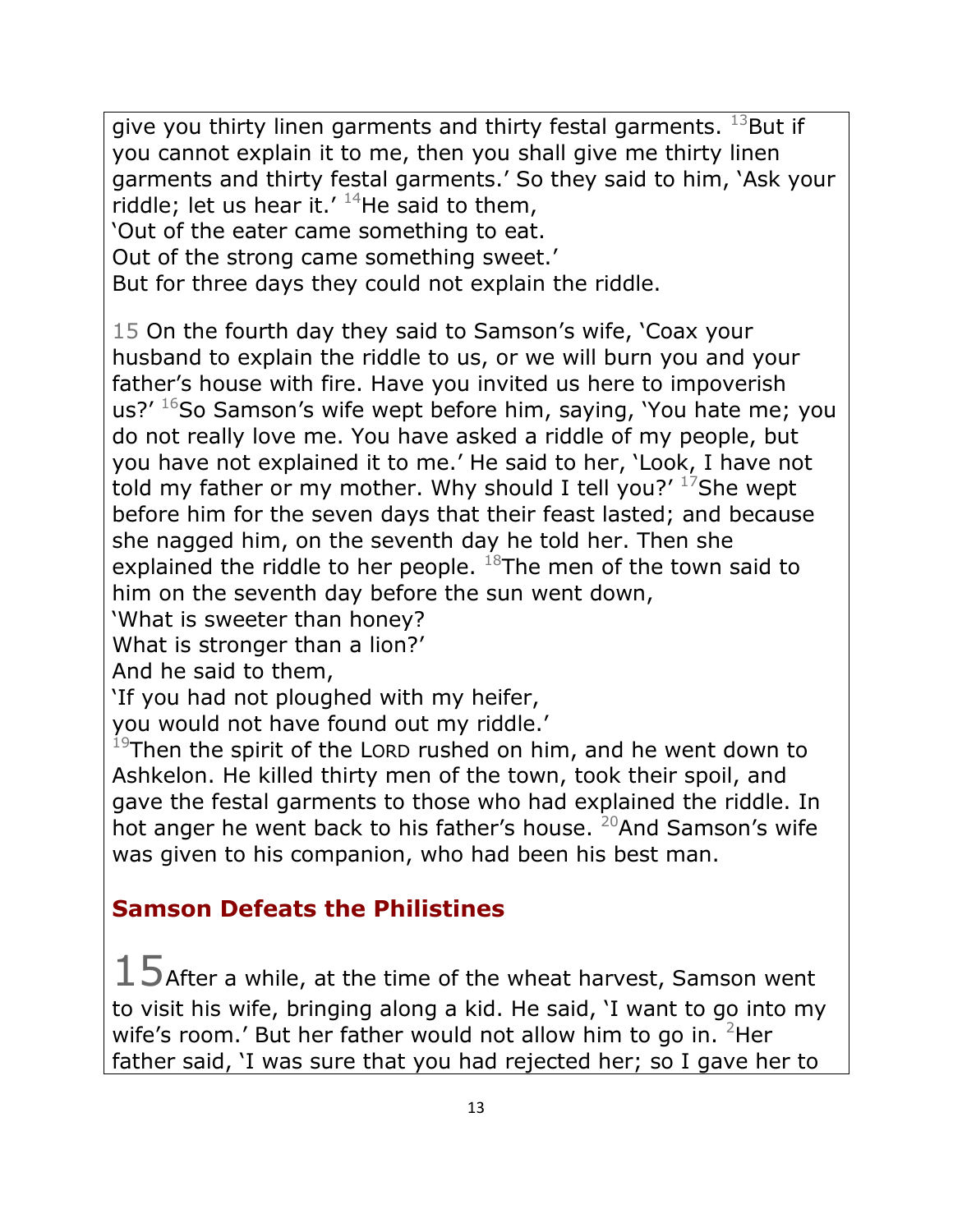give you thirty linen garments and thirty festal garments. [13]But if you cannot explain it to me, then you shall give me thirty linen garments and thirty festal garments.' So they said to him, 'Ask your riddle; let us hear it.' [14]He said to them,

'Out of the eater came something to eat.  
Out of the strong came something sweet.'  
But for three days they could not explain the riddle.

15 On the fourth day they said to Samson's wife, 'Coax your husband to explain the riddle to us, or we will burn you and your father's house with fire. Have you invited us here to impoverish us?' [16]So Samson's wife wept before him, saying, 'You hate me; you do not really love me. You have asked a riddle of my people, but you have not explained it to me.' He said to her, 'Look, I have not told my father or my mother. Why should I tell you?' [17]She wept before him for the seven days that their feast lasted; and because she nagged him, on the seventh day he told her. Then she explained the riddle to her people. [18]The men of the town said to him on the seventh day before the sun went down,

'What is sweeter than honey?  
What is stronger than a lion?'  
And he said to them,  
'If you had not ploughed with my heifer,  
you would not have found out my riddle.'

[19]Then the spirit of the LORD rushed on him, and he went down to Ashkelon. He killed thirty men of the town, took their spoil, and gave the festal garments to those who had explained the riddle. In hot anger he went back to his father's house. [20]And Samson's wife was given to his companion, who had been his best man.

## Samson Defeats the Philistines

15 After a while, at the time of the wheat harvest, Samson went to visit his wife, bringing along a kid. He said, 'I want to go into my wife's room.' But her father would not allow him to go in. [2]Her father said, 'I was sure that you had rejected her; so I gave her to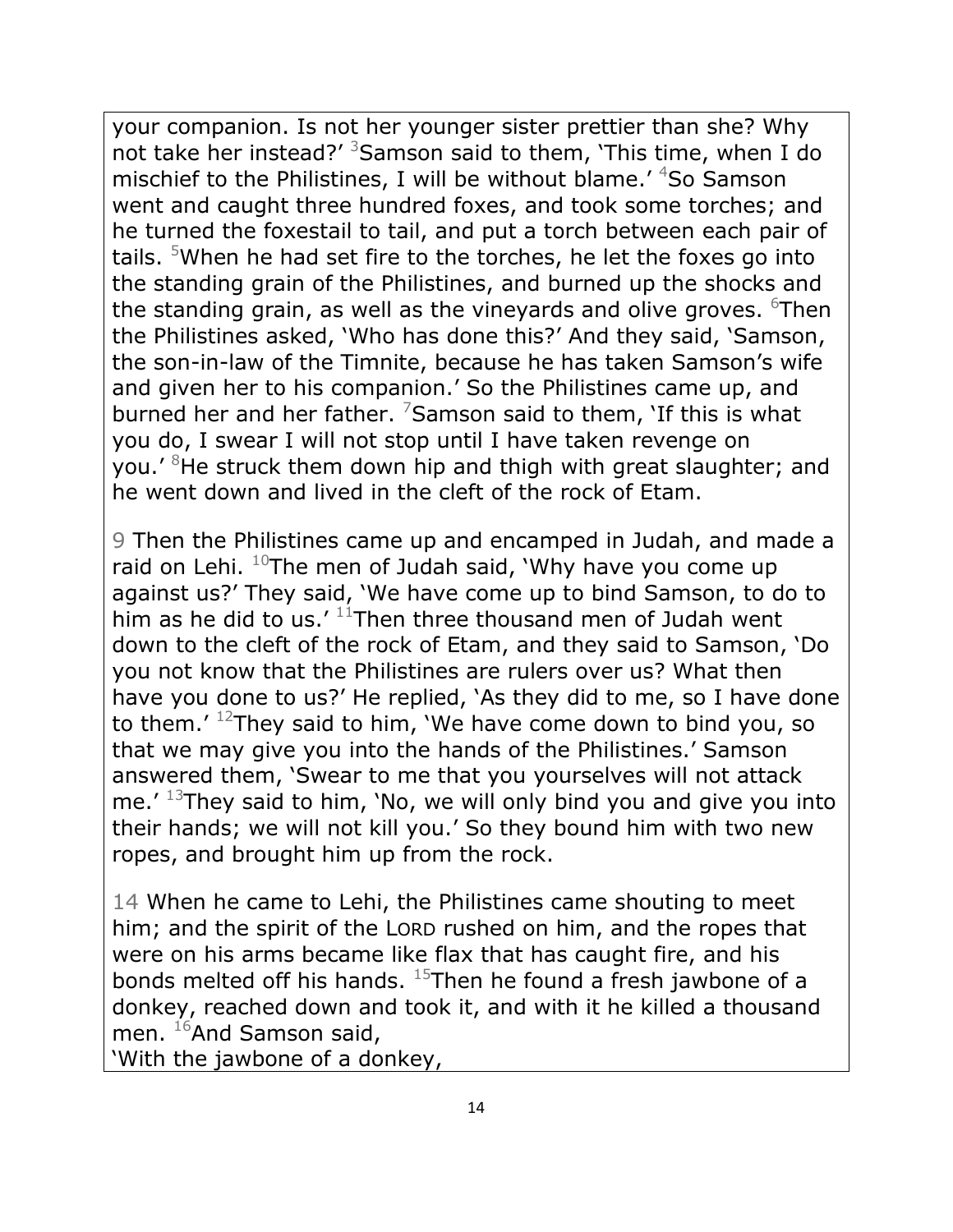your companion. Is not her younger sister prettier than she? Why not take her instead?' [3]Samson said to them, 'This time, when I do mischief to the Philistines, I will be without blame.' [4]So Samson went and caught three hundred foxes, and took some torches; and he turned the foxestail to tail, and put a torch between each pair of tails. [5]When he had set fire to the torches, he let the foxes go into the standing grain of the Philistines, and burned up the shocks and the standing grain, as well as the vineyards and olive groves. [6]Then the Philistines asked, 'Who has done this?' And they said, 'Samson, the son-in-law of the Timnite, because he has taken Samson's wife and given her to his companion.' So the Philistines came up, and burned her and her father. [7]Samson said to them, 'If this is what you do, I swear I will not stop until I have taken revenge on you.' [8]He struck them down hip and thigh with great slaughter; and he went down and lived in the cleft of the rock of Etam.

9 Then the Philistines came up and encamped in Judah, and made a raid on Lehi. [10]The men of Judah said, 'Why have you come up against us?' They said, 'We have come up to bind Samson, to do to him as he did to us.' [11]Then three thousand men of Judah went down to the cleft of the rock of Etam, and they said to Samson, 'Do you not know that the Philistines are rulers over us? What then have you done to us?' He replied, 'As they did to me, so I have done to them.' [12]They said to him, 'We have come down to bind you, so that we may give you into the hands of the Philistines.' Samson answered them, 'Swear to me that you yourselves will not attack me.' [13]They said to him, 'No, we will only bind you and give you into their hands; we will not kill you.' So they bound him with two new ropes, and brought him up from the rock.

14 When he came to Lehi, the Philistines came shouting to meet him; and the spirit of the LORD rushed on him, and the ropes that were on his arms became like flax that has caught fire, and his bonds melted off his hands. [15]Then he found a fresh jawbone of a donkey, reached down and took it, and with it he killed a thousand men. [16]And Samson said,
'With the jawbone of a donkey,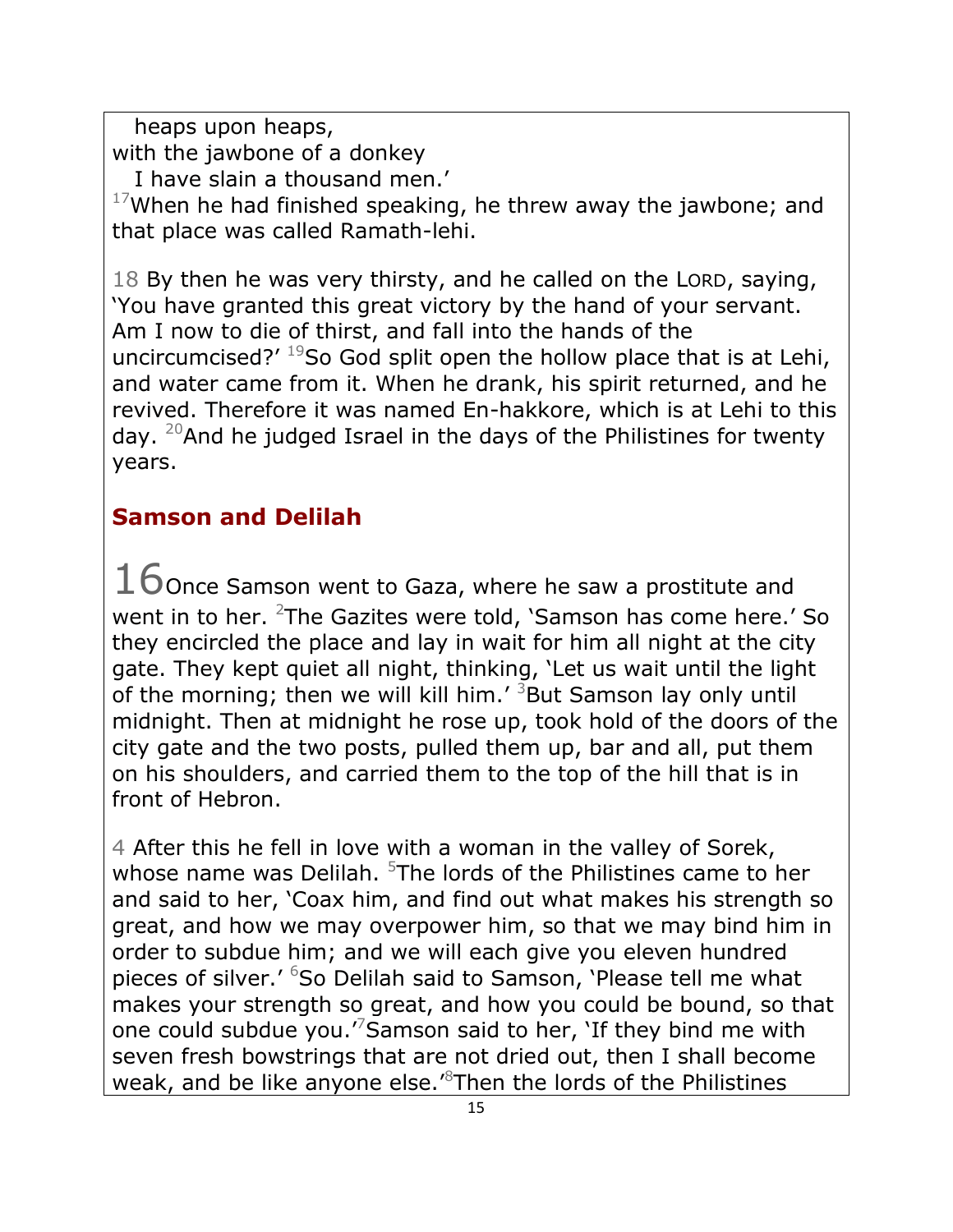heaps upon heaps,  
with the jawbone of a donkey  
I have slain a thousand men.'  
[17]When he had finished speaking, he threw away the jawbone; and that place was called Ramath-lehi.

18 By then he was very thirsty, and he called on the LORD, saying, 'You have granted this great victory by the hand of your servant. Am I now to die of thirst, and fall into the hands of the uncircumcised?' [19]So God split open the hollow place that is at Lehi, and water came from it. When he drank, his spirit returned, and he revived. Therefore it was named En-hakkore, which is at Lehi to this day. [20]And he judged Israel in the days of the Philistines for twenty years.

## Samson and Delilah

16 Once Samson went to Gaza, where he saw a prostitute and went in to her. [2]The Gazites were told, 'Samson has come here.' So they encircled the place and lay in wait for him all night at the city gate. They kept quiet all night, thinking, 'Let us wait until the light of the morning; then we will kill him.' [3]But Samson lay only until midnight. Then at midnight he rose up, took hold of the doors of the city gate and the two posts, pulled them up, bar and all, put them on his shoulders, and carried them to the top of the hill that is in front of Hebron.

4 After this he fell in love with a woman in the valley of Sorek, whose name was Delilah. [5]The lords of the Philistines came to her and said to her, 'Coax him, and find out what makes his strength so great, and how we may overpower him, so that we may bind him in order to subdue him; and we will each give you eleven hundred pieces of silver.' [6]So Delilah said to Samson, 'Please tell me what makes your strength so great, and how you could be bound, so that one could subdue you.'[7]Samson said to her, 'If they bind me with seven fresh bowstrings that are not dried out, then I shall become weak, and be like anyone else.'[8]Then the lords of the Philistines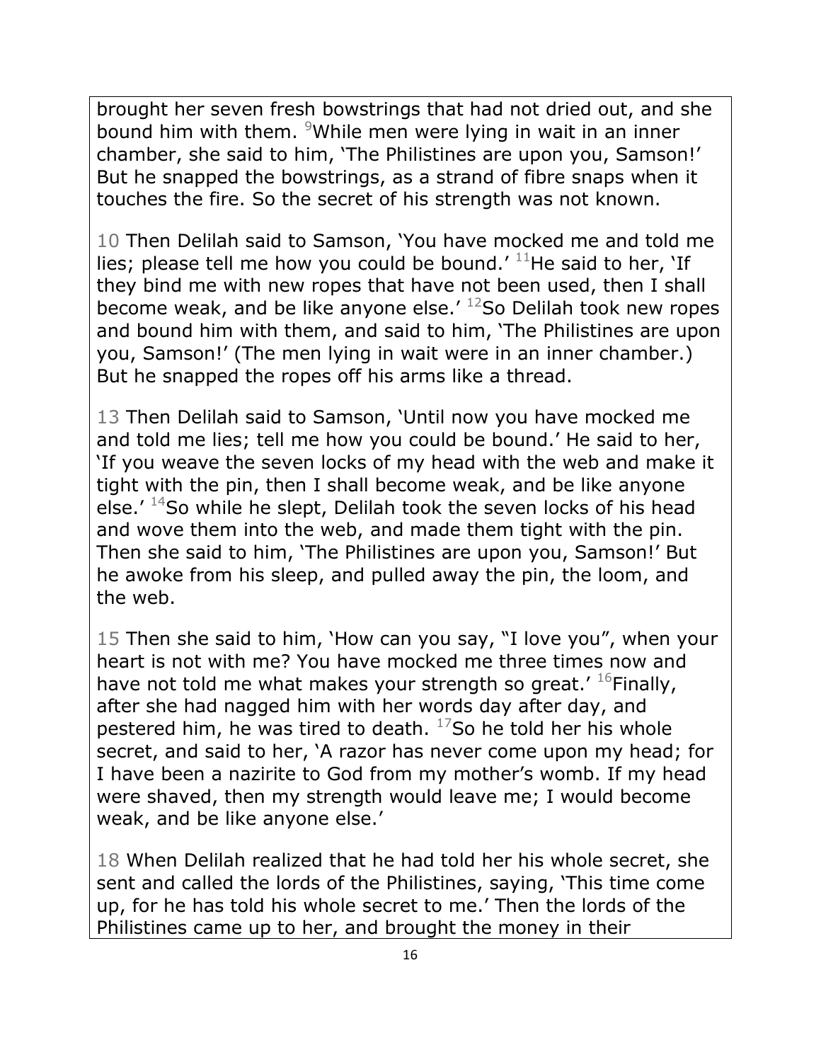brought her seven fresh bowstrings that had not dried out, and she bound him with them. [9]While men were lying in wait in an inner chamber, she said to him, 'The Philistines are upon you, Samson!' But he snapped the bowstrings, as a strand of fibre snaps when it touches the fire. So the secret of his strength was not known.

10 Then Delilah said to Samson, 'You have mocked me and told me lies; please tell me how you could be bound.' [11]He said to her, 'If they bind me with new ropes that have not been used, then I shall become weak, and be like anyone else.' [12]So Delilah took new ropes and bound him with them, and said to him, 'The Philistines are upon you, Samson!' (The men lying in wait were in an inner chamber.) But he snapped the ropes off his arms like a thread.

13 Then Delilah said to Samson, 'Until now you have mocked me and told me lies; tell me how you could be bound.' He said to her, 'If you weave the seven locks of my head with the web and make it tight with the pin, then I shall become weak, and be like anyone else.' [14]So while he slept, Delilah took the seven locks of his head and wove them into the web, and made them tight with the pin. Then she said to him, 'The Philistines are upon you, Samson!' But he awoke from his sleep, and pulled away the pin, the loom, and the web.

15 Then she said to him, 'How can you say, "I love you", when your heart is not with me? You have mocked me three times now and have not told me what makes your strength so great.' [16]Finally, after she had nagged him with her words day after day, and pestered him, he was tired to death. [17]So he told her his whole secret, and said to her, 'A razor has never come upon my head; for I have been a nazirite to God from my mother's womb. If my head were shaved, then my strength would leave me; I would become weak, and be like anyone else.'

18 When Delilah realized that he had told her his whole secret, she sent and called the lords of the Philistines, saying, 'This time come up, for he has told his whole secret to me.' Then the lords of the Philistines came up to her, and brought the money in their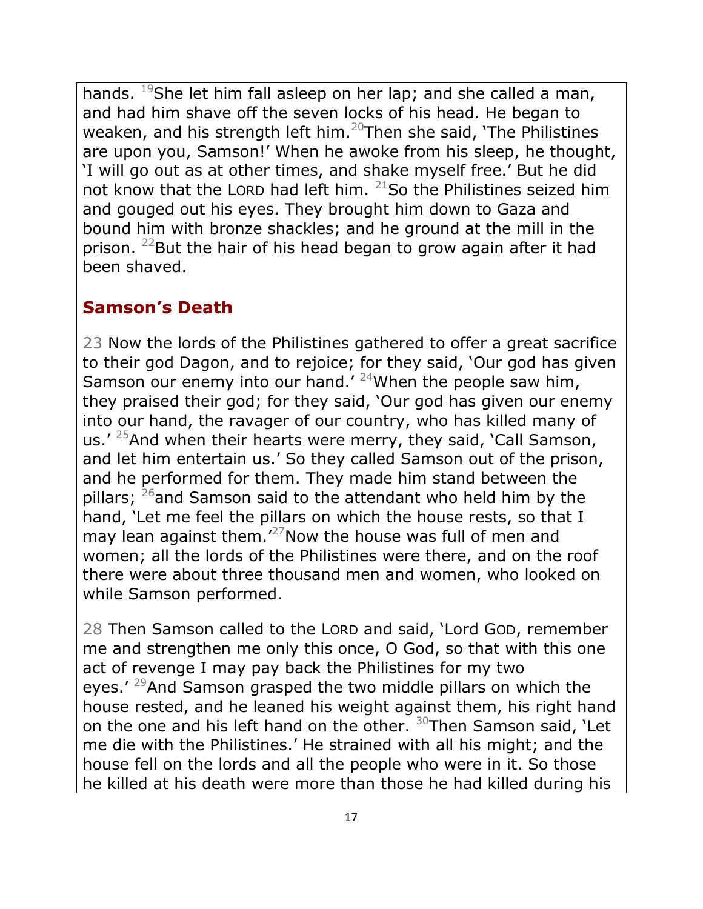hands. [19]She let him fall asleep on her lap; and she called a man, and had him shave off the seven locks of his head. He began to weaken, and his strength left him.[20]Then she said, 'The Philistines are upon you, Samson!' When he awoke from his sleep, he thought, 'I will go out as at other times, and shake myself free.' But he did not know that the LORD had left him. [21]So the Philistines seized him and gouged out his eyes. They brought him down to Gaza and bound him with bronze shackles; and he ground at the mill in the prison. [22]But the hair of his head began to grow again after it had been shaved.

## Samson's Death

23 Now the lords of the Philistines gathered to offer a great sacrifice to their god Dagon, and to rejoice; for they said, 'Our god has given Samson our enemy into our hand.' [24]When the people saw him, they praised their god; for they said, 'Our god has given our enemy into our hand, the ravager of our country, who has killed many of us.' [25]And when their hearts were merry, they said, 'Call Samson, and let him entertain us.' So they called Samson out of the prison, and he performed for them. They made him stand between the pillars; [26]and Samson said to the attendant who held him by the hand, 'Let me feel the pillars on which the house rests, so that I may lean against them.'[27]Now the house was full of men and women; all the lords of the Philistines were there, and on the roof there were about three thousand men and women, who looked on while Samson performed.

28 Then Samson called to the LORD and said, 'Lord GOD, remember me and strengthen me only this once, O God, so that with this one act of revenge I may pay back the Philistines for my two eyes.' [29]And Samson grasped the two middle pillars on which the house rested, and he leaned his weight against them, his right hand on the one and his left hand on the other. [30]Then Samson said, 'Let me die with the Philistines.' He strained with all his might; and the house fell on the lords and all the people who were in it. So those he killed at his death were more than those he had killed during his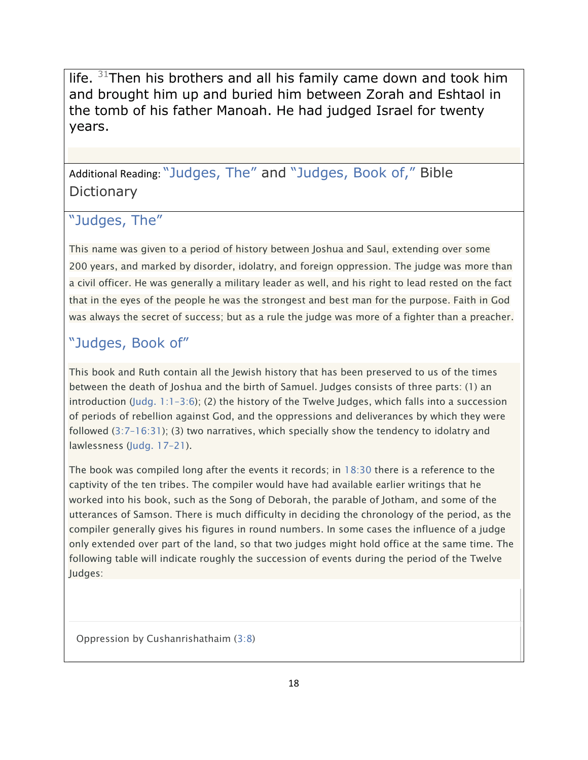life. [31]Then his brothers and all his family came down and took him and brought him up and buried him between Zorah and Eshtaol in the tomb of his father Manoah. He had judged Israel for twenty years.

Additional Reading: "Judges, The" and "Judges, Book of," Bible Dictionary

## "Judges, The"

This name was given to a period of history between Joshua and Saul, extending over some 200 years, and marked by disorder, idolatry, and foreign oppression. The judge was more than a civil officer. He was generally a military leader as well, and his right to lead rested on the fact that in the eyes of the people he was the strongest and best man for the purpose. Faith in God was always the secret of success; but as a rule the judge was more of a fighter than a preacher.

## "Judges, Book of"

This book and Ruth contain all the Jewish history that has been preserved to us of the times between the death of Joshua and the birth of Samuel. Judges consists of three parts: (1) an introduction (Judg. 1:1–3:6); (2) the history of the Twelve Judges, which falls into a succession of periods of rebellion against God, and the oppressions and deliverances by which they were followed (3:7–16:31); (3) two narratives, which specially show the tendency to idolatry and lawlessness (Judg. 17–21).

The book was compiled long after the events it records; in 18:30 there is a reference to the captivity of the ten tribes. The compiler would have had available earlier writings that he worked into his book, such as the Song of Deborah, the parable of Jotham, and some of the utterances of Samson. There is much difficulty in deciding the chronology of the period, as the compiler generally gives his figures in round numbers. In some cases the influence of a judge only extended over part of the land, so that two judges might hold office at the same time. The following table will indicate roughly the succession of events during the period of the Twelve Judges:

Oppression by Cushanrishathaim (3:8)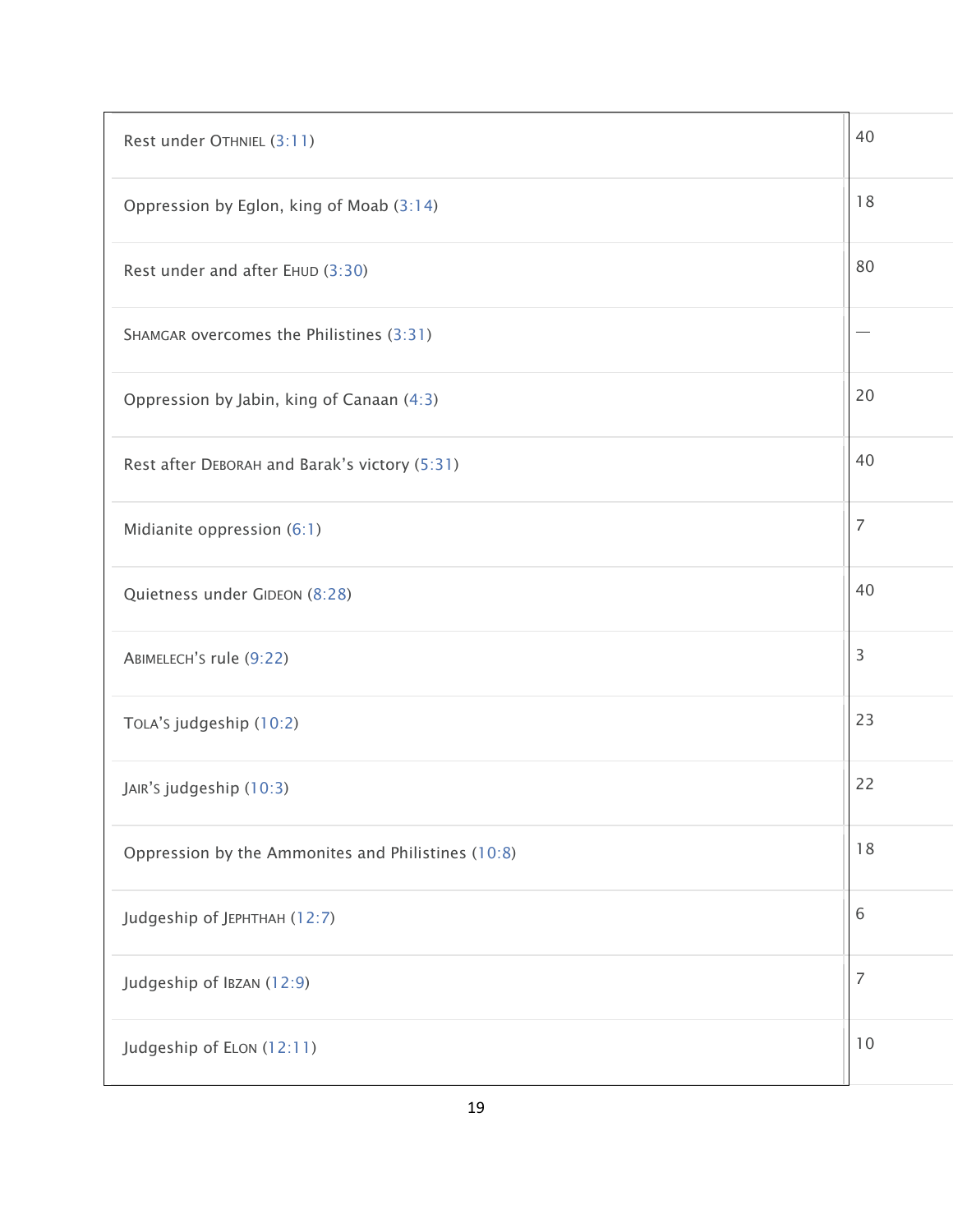| | |
|---|---|
| Rest under OTHNIEL (3:11) | 40 |
| Oppression by Eglon, king of Moab (3:14) | 18 |
| Rest under and after EHUD (3:30) | 80 |
| SHAMGAR overcomes the Philistines (3:31) | — |
| Oppression by Jabin, king of Canaan (4:3) | 20 |
| Rest after DEBORAH and Barak's victory (5:31) | 40 |
| Midianite oppression (6:1) | 7 |
| Quietness under GIDEON (8:28) | 40 |
| ABIMELECH'S rule (9:22) | 3 |
| TOLA'S judgeship (10:2) | 23 |
| JAIR'S judgeship (10:3) | 22 |
| Oppression by the Ammonites and Philistines (10:8) | 18 |
| Judgeship of JEPHTHAH (12:7) | 6 |
| Judgeship of IBZAN (12:9) | 7 |
| Judgeship of ELON (12:11) | 10 |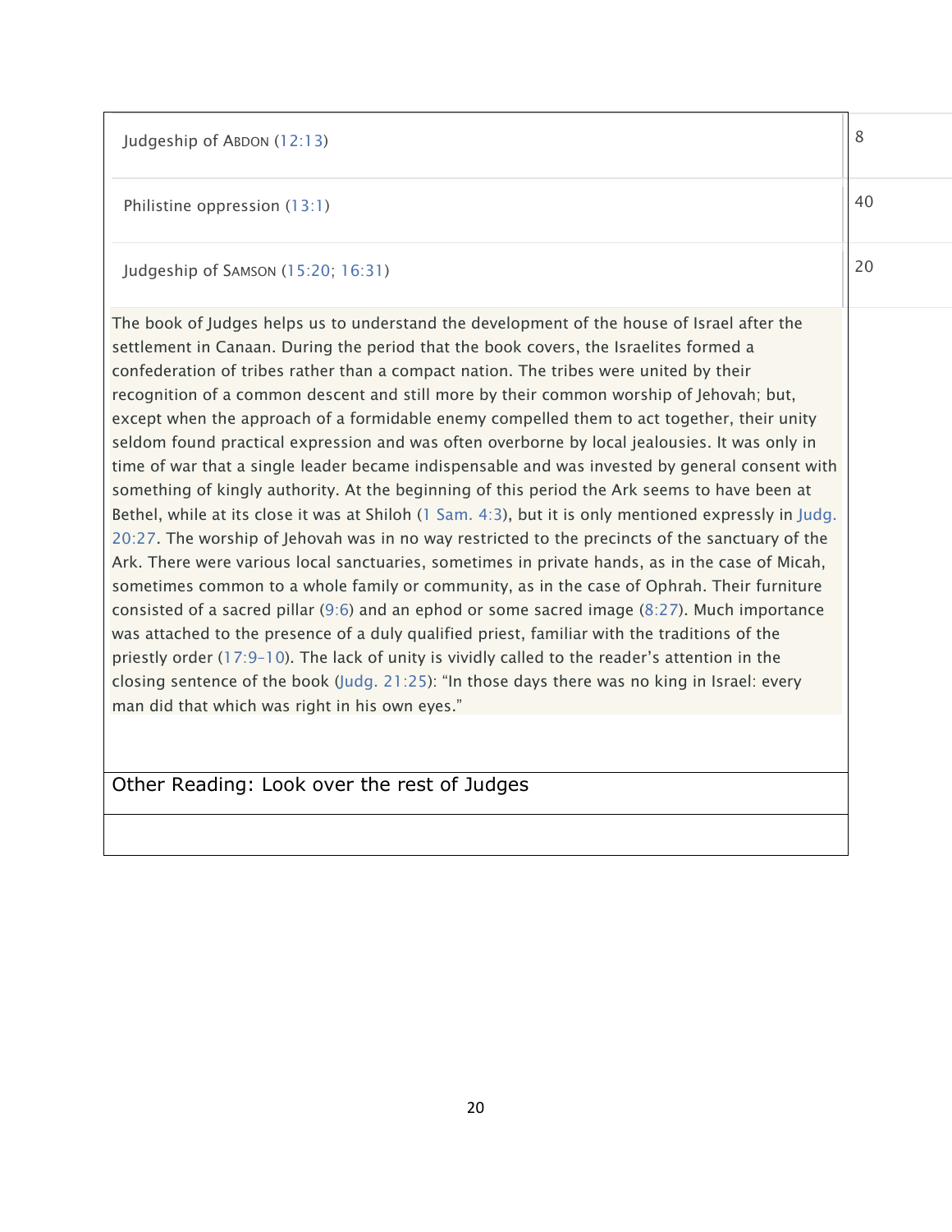| | |
|---|---|
| Judgeship of ABDON (12:13) | 8 |
| Philistine oppression (13:1) | 40 |
| Judgeship of SAMSON (15:20; 16:31) | 20 |

The book of Judges helps us to understand the development of the house of Israel after the settlement in Canaan. During the period that the book covers, the Israelites formed a confederation of tribes rather than a compact nation. The tribes were united by their recognition of a common descent and still more by their common worship of Jehovah; but, except when the approach of a formidable enemy compelled them to act together, their unity seldom found practical expression and was often overborne by local jealousies. It was only in time of war that a single leader became indispensable and was invested by general consent with something of kingly authority. At the beginning of this period the Ark seems to have been at Bethel, while at its close it was at Shiloh (1 Sam. 4:3), but it is only mentioned expressly in Judg. 20:27. The worship of Jehovah was in no way restricted to the precincts of the sanctuary of the Ark. There were various local sanctuaries, sometimes in private hands, as in the case of Micah, sometimes common to a whole family or community, as in the case of Ophrah. Their furniture consisted of a sacred pillar (9:6) and an ephod or some sacred image (8:27). Much importance was attached to the presence of a duly qualified priest, familiar with the traditions of the priestly order (17:9–10). The lack of unity is vividly called to the reader's attention in the closing sentence of the book (Judg. 21:25): "In those days there was no king in Israel: every man did that which was right in his own eyes."

Other Reading: Look over the rest of Judges